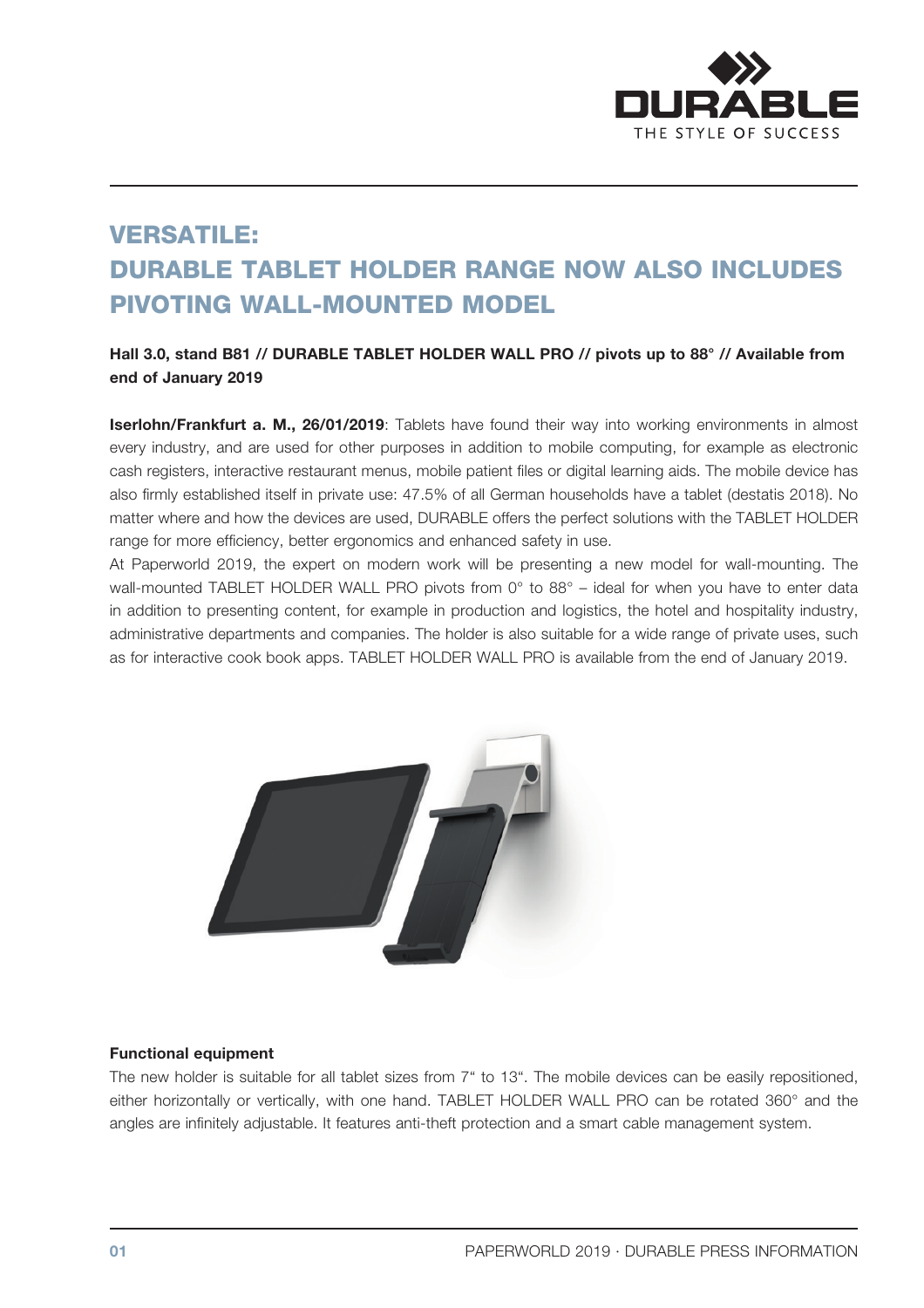# VERSATILE:
# DURABLE TABLET HOLDER RANGE NOW ALSO INCLUDES PIVOTING WALL-MOUNTED MODEL

**Hall 3.0, stand B81 // DURABLE TABLET HOLDER WALL PRO // pivots up to 88° // Available from end of January 2019**

**Iserlohn/Frankfurt a. M., 26/01/2019**: Tablets have found their way into working environments in almost every industry, and are used for other purposes in addition to mobile computing, for example as electronic cash registers, interactive restaurant menus, mobile patient files or digital learning aids. The mobile device has also firmly established itself in private use: 47.5% of all German households have a tablet (destatis 2018). No matter where and how the devices are used, DURABLE offers the perfect solutions with the TABLET HOLDER range for more efficiency, better ergonomics and enhanced safety in use.

At Paperworld 2019, the expert on modern work will be presenting a new model for wall-mounting. The wall-mounted TABLET HOLDER WALL PRO pivots from 0° to 88° – ideal for when you have to enter data in addition to presenting content, for example in production and logistics, the hotel and hospitality industry, administrative departments and companies. The holder is also suitable for a wide range of private uses, such as for interactive cook book apps. TABLET HOLDER WALL PRO is available from the end of January 2019.

**Functional equipment**

The new holder is suitable for all tablet sizes from 7" to 13". The mobile devices can be easily repositioned, either horizontally or vertically, with one hand. TABLET HOLDER WALL PRO can be rotated 360° and the angles are infinitely adjustable. It features anti-theft protection and a smart cable management system.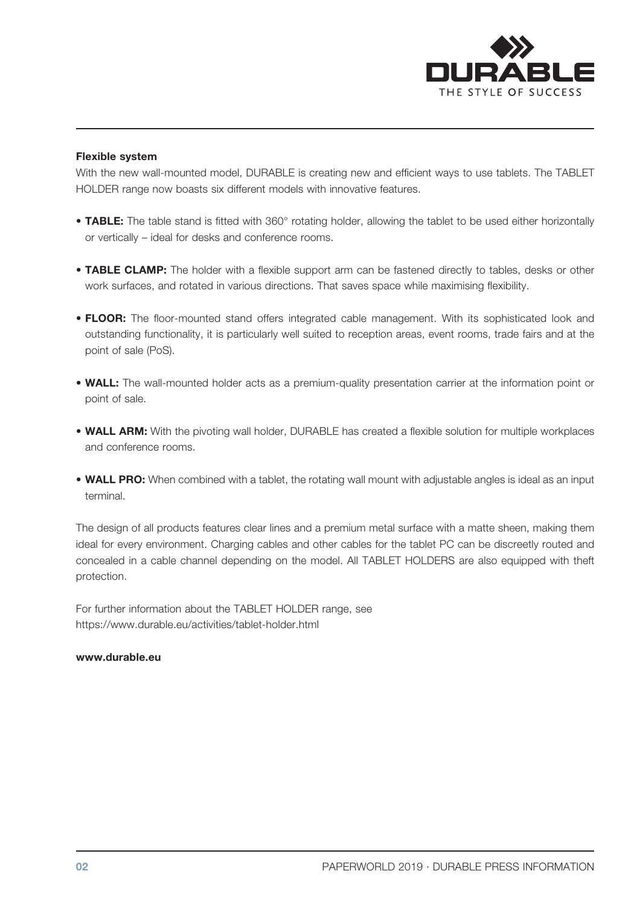**Flexible system**

With the new wall-mounted model, DURABLE is creating new and efficient ways to use tablets. The TABLET HOLDER range now boasts six different models with innovative features.

- **TABLE:** The table stand is fitted with 360° rotating holder, allowing the tablet to be used either horizontally or vertically – ideal for desks and conference rooms.
- **TABLE CLAMP:** The holder with a flexible support arm can be fastened directly to tables, desks or other work surfaces, and rotated in various directions. That saves space while maximising flexibility.
- **FLOOR:** The floor-mounted stand offers integrated cable management. With its sophisticated look and outstanding functionality, it is particularly well suited to reception areas, event rooms, trade fairs and at the point of sale (PoS).
- **WALL:** The wall-mounted holder acts as a premium-quality presentation carrier at the information point or point of sale.
- **WALL ARM:** With the pivoting wall holder, DURABLE has created a flexible solution for multiple workplaces and conference rooms.
- **WALL PRO:** When combined with a tablet, the rotating wall mount with adjustable angles is ideal as an input terminal.

The design of all products features clear lines and a premium metal surface with a matte sheen, making them ideal for every environment. Charging cables and other cables for the tablet PC can be discreetly routed and concealed in a cable channel depending on the model. All TABLET HOLDERS are also equipped with theft protection.

For further information about the TABLET HOLDER range, see
https://www.durable.eu/activities/tablet-holder.html

**www.durable.eu**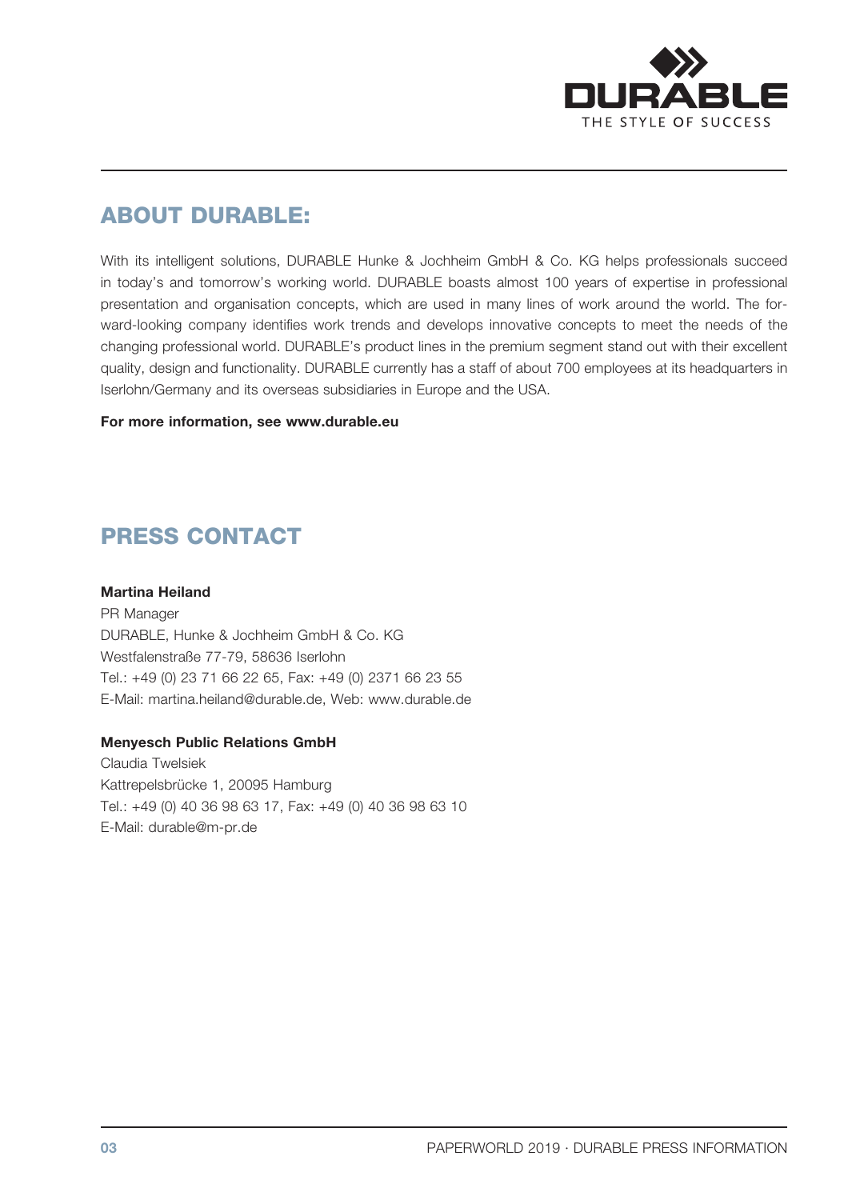## ABOUT DURABLE:

With its intelligent solutions, DURABLE Hunke & Jochheim GmbH & Co. KG helps professionals succeed in today's and tomorrow's working world. DURABLE boasts almost 100 years of expertise in professional presentation and organisation concepts, which are used in many lines of work around the world. The forward-looking company identifies work trends and develops innovative concepts to meet the needs of the changing professional world. DURABLE's product lines in the premium segment stand out with their excellent quality, design and functionality. DURABLE currently has a staff of about 700 employees at its headquarters in Iserlohn/Germany and its overseas subsidiaries in Europe and the USA.

**For more information, see www.durable.eu**

## PRESS CONTACT

**Martina Heiland**
PR Manager
DURABLE, Hunke & Jochheim GmbH & Co. KG
Westfalenstraße 77-79, 58636 Iserlohn
Tel.: +49 (0) 23 71 66 22 65, Fax: +49 (0) 2371 66 23 55
E-Mail: martina.heiland@durable.de, Web: www.durable.de

**Menyesch Public Relations GmbH**
Claudia Twelsiek
Kattrepelsbrücke 1, 20095 Hamburg
Tel.: +49 (0) 40 36 98 63 17, Fax: +49 (0) 40 36 98 63 10
E-Mail: durable@m-pr.de